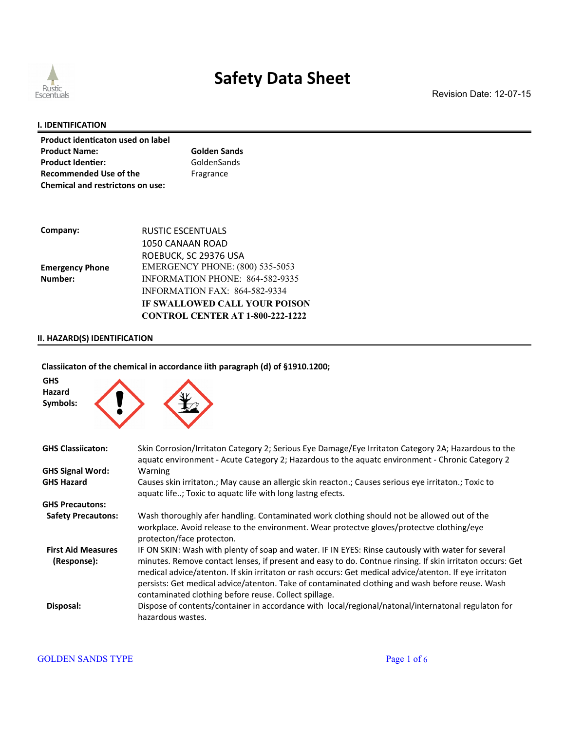# Safety Data Sheet

Revision Date: 12-07-15

## I. IDENTIFICATION

| Product identicaton used on label | |
|---|---|
| **Product Name:** | **Golden Sands** |
| **Product Identier:** | GoldenSands |
| **Recommended Use of the Chemical and restrictons on use:** | Fragrance |

| | |
|---|---|
| **Company:** | RUSTIC ESCENTUALS<br>1050 CANAAN ROAD<br>ROEBUCK, SC 29376 USA |
| **Emergency Phone Number:** | EMERGENCY PHONE: (800) 535-5053<br>INFORMATION PHONE: 864-582-9335<br>INFORMATION FAX: 864-582-9334<br>**IF SWALLOWED CALL YOUR POISON CONTROL CENTER AT 1-800-222-1222** |

## II. HAZARD(S) IDENTIFICATION

**Classiicaton of the chemical in accordance iith paragraph (d) of §1910.1200;**

**GHS Hazard Symbols:**

| | |
|---|---|
| **GHS Classiicaton:** | Skin Corrosion/Irritaton Category 2; Serious Eye Damage/Eye Irritaton Category 2A; Hazardous to the aquatc environment - Acute Category 2; Hazardous to the aquatc environment - Chronic Category 2 |
| **GHS Signal Word:** | Warning |
| **GHS Hazard** | Causes skin irritaton.; May cause an allergic skin reacton.; Causes serious eye irritaton.; Toxic to aquatc life..; Toxic to aquatc life with long lastng efects. |
| **GHS Precautons:** | |
| **Safety Precautons:** | Wash thoroughly afer handling. Contaminated work clothing should not be allowed out of the workplace. Avoid release to the environment. Wear protectve gloves/protectve clothing/eye protecton/face protecton. |
| **First Aid Measures (Response):** | IF ON SKIN: Wash with plenty of soap and water. IF IN EYES: Rinse cautously with water for several minutes. Remove contact lenses, if present and easy to do. Contnue rinsing. If skin irritaton occurs: Get medical advice/atenton. If skin irritaton or rash occurs: Get medical advice/atenton. If eye irritaton persists: Get medical advice/atenton. Take of contaminated clothing and wash before reuse. Wash contaminated clothing before reuse. Collect spillage. |
| **Disposal:** | Dispose of contents/container in accordance with local/regional/natonal/internatonal regulaton for hazardous wastes. |

GOLDEN SANDS TYPE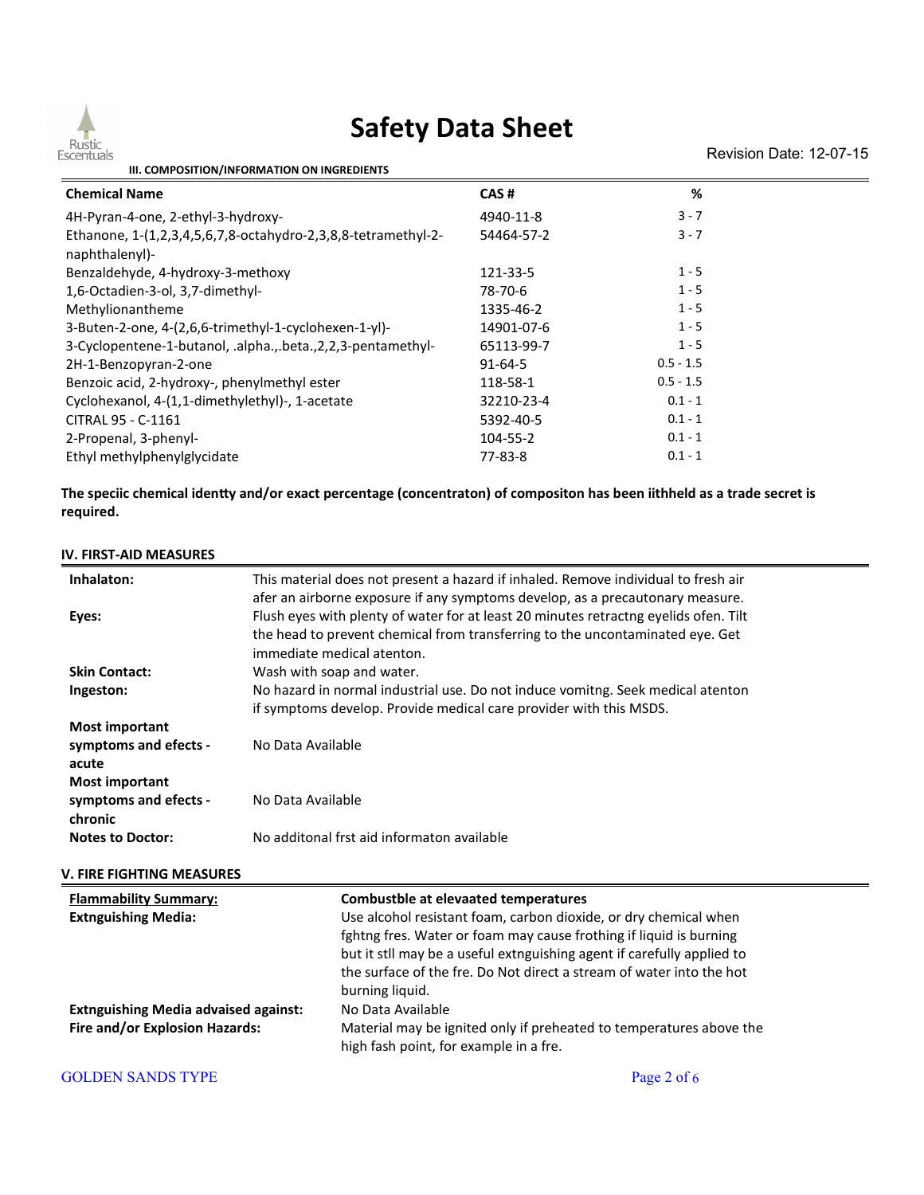# Safety Data Sheet

Revision Date: 12-07-15

## III. COMPOSITION/INFORMATION ON INGREDIENTS

| Chemical Name | CAS # | % |
|---|---|---|
| 4H-Pyran-4-one, 2-ethyl-3-hydroxy- | 4940-11-8 | 3 - 7 |
| Ethanone, 1-(1,2,3,4,5,6,7,8-octahydro-2,3,8,8-tetramethyl-2-naphthalenyl)- | 54464-57-2 | 3 - 7 |
| Benzaldehyde, 4-hydroxy-3-methoxy | 121-33-5 | 1 - 5 |
| 1,6-Octadien-3-ol, 3,7-dimethyl- | 78-70-6 | 1 - 5 |
| Methylionantheme | 1335-46-2 | 1 - 5 |
| 3-Buten-2-one, 4-(2,6,6-trimethyl-1-cyclohexen-1-yl)- | 14901-07-6 | 1 - 5 |
| 3-Cyclopentene-1-butanol, .alpha.,.beta.,2,2,3-pentamethyl- | 65113-99-7 | 1 - 5 |
| 2H-1-Benzopyran-2-one | 91-64-5 | 0.5 - 1.5 |
| Benzoic acid, 2-hydroxy-, phenylmethyl ester | 118-58-1 | 0.5 - 1.5 |
| Cyclohexanol, 4-(1,1-dimethylethyl)-, 1-acetate | 32210-23-4 | 0.1 - 1 |
| CITRAL 95 - C-1161 | 5392-40-5 | 0.1 - 1 |
| 2-Propenal, 3-phenyl- | 104-55-2 | 0.1 - 1 |
| Ethyl methylphenylglycidate | 77-83-8 | 0.1 - 1 |

**The speciic chemical identty and/or exact percentage (concentraton) of compositon has been iithheld as a trade secret is required.**

## IV. FIRST-AID MEASURES

| | |
|---|---|
| **Inhalaton:** | This material does not present a hazard if inhaled. Remove individual to fresh air afer an airborne exposure if any symptoms develop, as a precautonary measure. |
| **Eyes:** | Flush eyes with plenty of water for at least 20 minutes retractng eyelids ofen. Tilt the head to prevent chemical from transferring to the uncontaminated eye. Get immediate medical atenton. |
| **Skin Contact:** | Wash with soap and water. |
| **Ingeston:** | No hazard in normal industrial use. Do not induce vomitng. Seek medical atenton if symptoms develop. Provide medical care provider with this MSDS. |
| **Most important symptoms and efects - acute** | No Data Available |
| **Most important symptoms and efects - chronic** | No Data Available |
| **Notes to Doctor:** | No additonal frst aid informaton available |

## V. FIRE FIGHTING MEASURES

| | |
|---|---|
| **Flammability Summary:** | **Combustble at elevaated temperatures** |
| **Extnguishing Media:** | Use alcohol resistant foam, carbon dioxide, or dry chemical when fghtng fres. Water or foam may cause frothing if liquid is burning but it stll may be a useful extnguishing agent if carefully applied to the surface of the fre. Do Not direct a stream of water into the hot burning liquid. |
| **Extnguishing Media advised against:** | No Data Available |
| **Fire and/or Explosion Hazards:** | Material may be ignited only if preheated to temperatures above the high fash point, for example in a fre. |

GOLDEN SANDS TYPE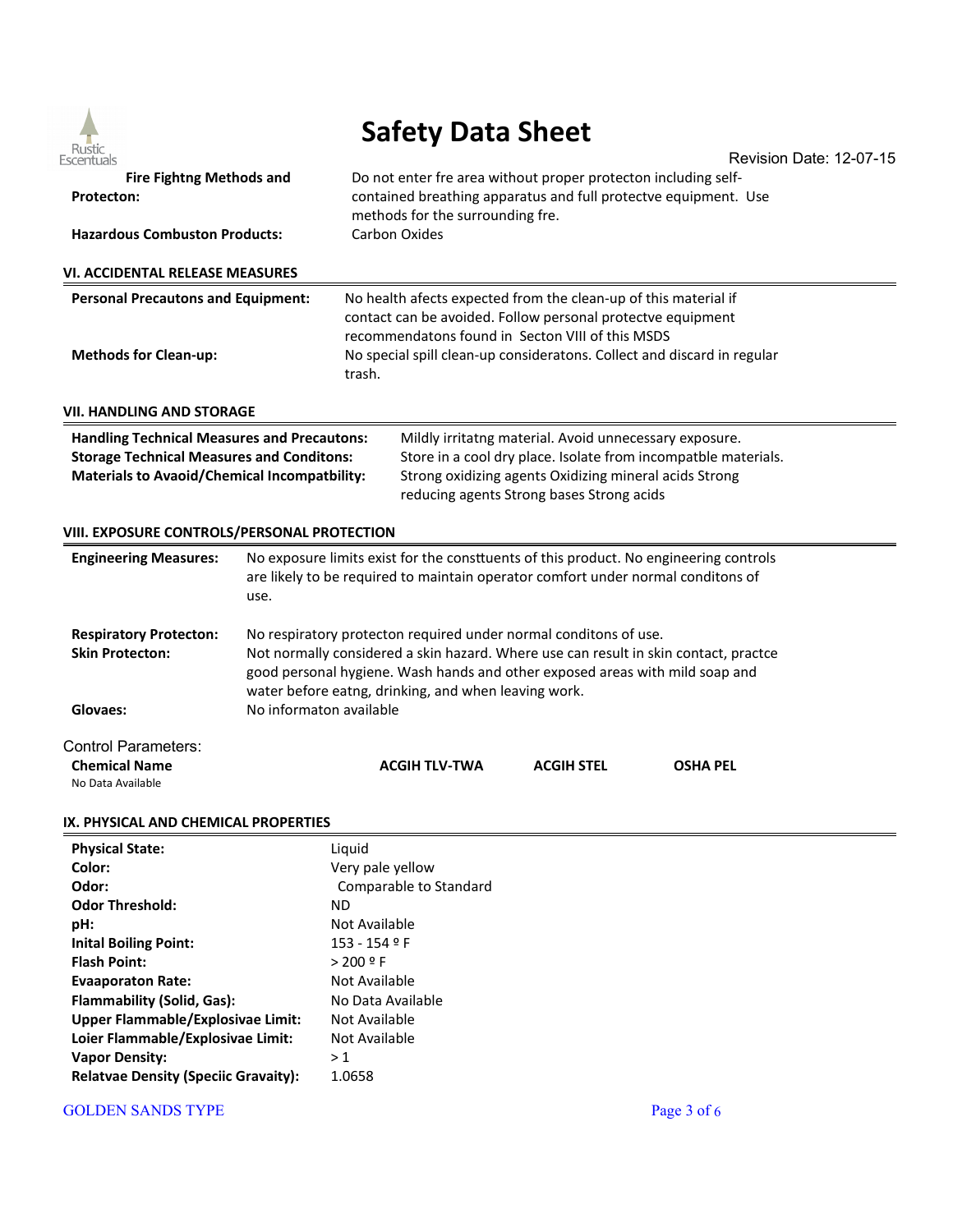| | |
|---|---|
| **Fire Fightng Methods and Protecton:** | Do not enter fre area without proper protecton including self-contained breathing apparatus and full protectve equipment. Use methods for the surrounding fre. |
| **Hazardous Combuston Products:** | Carbon Oxides |

## VI. ACCIDENTAL RELEASE MEASURES

| | |
|---|---|
| **Personal Precautons and Equipment:** | No health afects expected from the clean-up of this material if contact can be avoided. Follow personal protectve equipment recommendatons found in Secton VIII of this MSDS |
| **Methods for Clean-up:** | No special spill clean-up consideratons. Collect and discard in regular trash. |

## VII. HANDLING AND STORAGE

| | |
|---|---|
| **Handling Technical Measures and Precautons:** | Mildly irritatng material. Avoid unnecessary exposure. |
| **Storage Technical Measures and Conditons:** | Store in a cool dry place. Isolate from incompatble materials. |
| **Materials to Avaoid/Chemical Incompatbility:** | Strong oxidizing agents Oxidizing mineral acids Strong reducing agents Strong bases Strong acids |

## VIII. EXPOSURE CONTROLS/PERSONAL PROTECTION

| | |
|---|---|
| **Engineering Measures:** | No exposure limits exist for the consttuents of this product. No engineering controls are likely to be required to maintain operator comfort under normal conditons of use. |
| **Respiratory Protecton:** | No respiratory protecton required under normal conditons of use. |
| **Skin Protecton:** | Not normally considered a skin hazard. Where use can result in skin contact, practce good personal hygiene. Wash hands and other exposed areas with mild soap and water before eatng, drinking, and when leaving work. |
| **Glovaes:** | No informaton available |

Control Parameters:

| **Chemical Name** | **ACGIH TLV-TWA** | **ACGIH STEL** | **OSHA PEL** |
|---|---|---|---|
| No Data Available | | | |

## IX. PHYSICAL AND CHEMICAL PROPERTIES

| | |
|---|---|
| **Physical State:** | Liquid |
| **Color:** | Very pale yellow |
| **Odor:** | Comparable to Standard |
| **Odor Threshold:** | ND |
| **pH:** | Not Available |
| **Inital Boiling Point:** | 153 - 154 º F |
| **Flash Point:** | > 200 º F |
| **Evaaporaton Rate:** | Not Available |
| **Flammability (Solid, Gas):** | No Data Available |
| **Upper Flammable/Explosivae Limit:** | Not Available |
| **Loier Flammable/Explosivae Limit:** | Not Available |
| **Vapor Density:** | > 1 |
| **Relatvae Density (Speciic Gravaity):** | 1.0658 |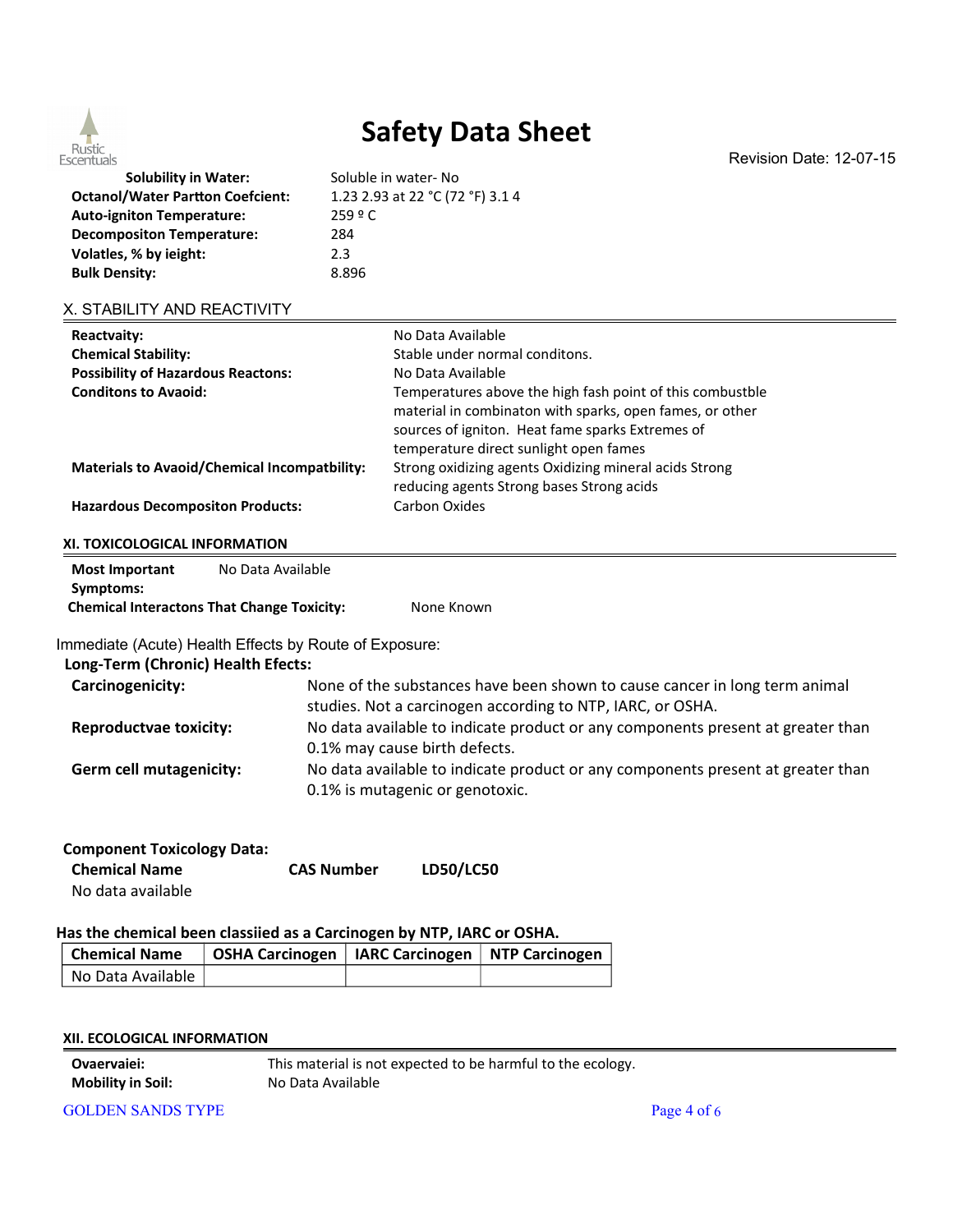# Safety Data Sheet

Revision Date: 12-07-15

| | |
|---|---|
| **Solubility in Water:** | Soluble in water- No |
| **Octanol/Water Partton Coefcient:** | 1.23 2.93 at 22 °C (72 °F) 3.1 4 |
| **Auto-igniton Temperature:** | 259 º C |
| **Decompositon Temperature:** | 284 |
| **Volatles, % by ieight:** | 2.3 |
| **Bulk Density:** | 8.896 |

## X. STABILITY AND REACTIVITY

| | |
|---|---|
| **Reactvaity:** | No Data Available |
| **Chemical Stability:** | Stable under normal conditons. |
| **Possibility of Hazardous Reactons:** | No Data Available |
| **Conditons to Avaoid:** | Temperatures above the high fash point of this combustble material in combinaton with sparks, open fames, or other sources of igniton. Heat fame sparks Extremes of temperature direct sunlight open fames |
| **Materials to Avaoid/Chemical Incompatbility:** | Strong oxidizing agents Oxidizing mineral acids Strong reducing agents Strong bases Strong acids |
| **Hazardous Decompositon Products:** | Carbon Oxides |

## XI. TOXICOLOGICAL INFORMATION

**Most Important Symptoms:** No Data Available

**Chemical Interactons That Change Toxicity:** None Known

Immediate (Acute) Health Effects by Route of Exposure:

**Long-Term (Chronic) Health Efects:**

| | |
|---|---|
| **Carcinogenicity:** | None of the substances have been shown to cause cancer in long term animal studies. Not a carcinogen according to NTP, IARC, or OSHA. |
| **Reproductvae toxicity:** | No data available to indicate product or any components present at greater than 0.1% may cause birth defects. |
| **Germ cell mutagenicity:** | No data available to indicate product or any components present at greater than 0.1% is mutagenic or genotoxic. |

**Component Toxicology Data:**

| Chemical Name | CAS Number | LD50/LC50 |
|---|---|---|
| No data available | | |

**Has the chemical been classiied as a Carcinogen by NTP, IARC or OSHA.**

| Chemical Name | OSHA Carcinogen | IARC Carcinogen | NTP Carcinogen |
|---|---|---|---|
| No Data Available | | | |

## XII. ECOLOGICAL INFORMATION

| | |
|---|---|
| **Ovaervaiei:** | This material is not expected to be harmful to the ecology. |
| **Mobility in Soil:** | No Data Available |

GOLDEN SANDS TYPE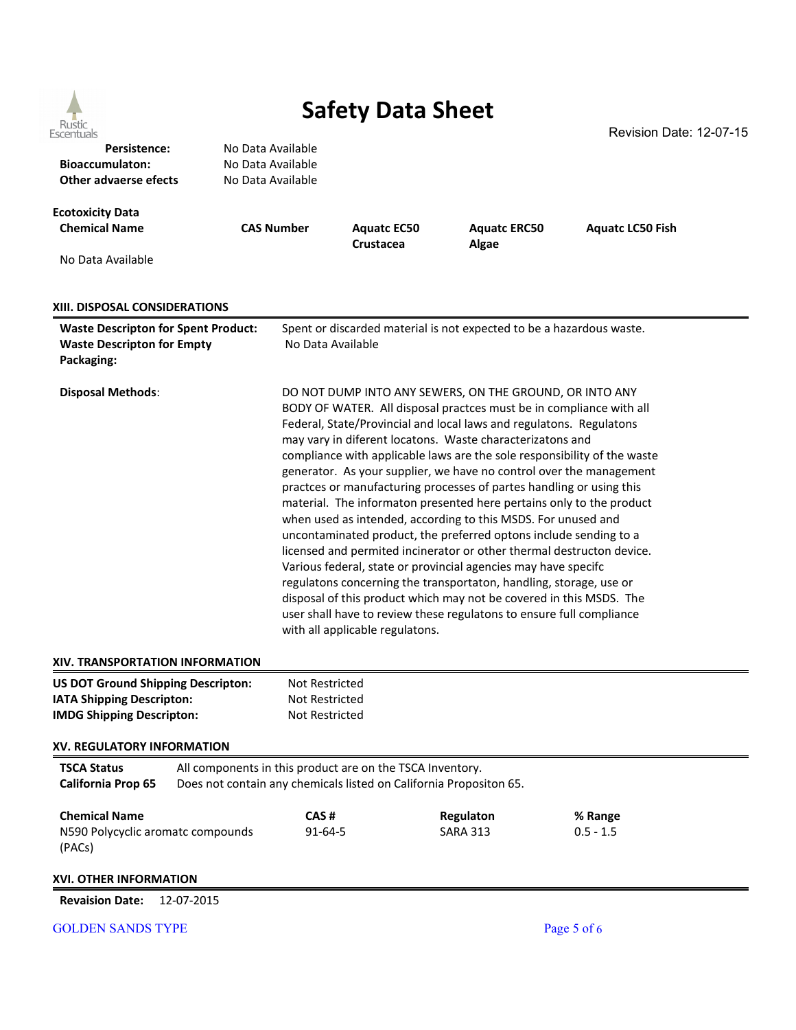| | |
|---|---|
| **Persistence:** | No Data Available |
| **Bioaccumulaton:** | No Data Available |
| **Other advaerse efects** | No Data Available |

**Ecotoxicity Data**

| Chemical Name | CAS Number | Aquatc EC50 Crustacea | Aquatc ERC50 Algae | Aquatc LC50 Fish |
|---|---|---|---|---|
| No Data Available | | | | |

## XIII. DISPOSAL CONSIDERATIONS

| | |
|---|---|
| **Waste Descripton for Spent Product:** | Spent or discarded material is not expected to be a hazardous waste. |
| **Waste Descripton for Empty Packaging:** | No Data Available |

**Disposal Methods**: DO NOT DUMP INTO ANY SEWERS, ON THE GROUND, OR INTO ANY BODY OF WATER. All disposal practces must be in compliance with all Federal, State/Provincial and local laws and regulatons. Regulatons may vary in diferent locatons. Waste characterizatons and compliance with applicable laws are the sole responsibility of the waste generator. As your supplier, we have no control over the management practces or manufacturing processes of partes handling or using this material. The informaton presented here pertains only to the product when used as intended, according to this MSDS. For unused and uncontaminated product, the preferred optons include sending to a licensed and permited incinerator or other thermal destructon device. Various federal, state or provincial agencies may have specifc regulatons concerning the transportaton, handling, storage, use or disposal of this product which may not be covered in this MSDS. The user shall have to review these regulatons to ensure full compliance with all applicable regulatons.

## XIV. TRANSPORTATION INFORMATION

| | |
|---|---|
| **US DOT Ground Shipping Descripton:** | Not Restricted |
| **IATA Shipping Descripton:** | Not Restricted |
| **IMDG Shipping Descripton:** | Not Restricted |

## XV. REGULATORY INFORMATION

| | |
|---|---|
| **TSCA Status** | All components in this product are on the TSCA Inventory. |
| **California Prop 65** | Does not contain any chemicals listed on California Propositon 65. |

| Chemical Name | CAS # | Regulaton | % Range |
|---|---|---|---|
| N590 Polycyclic aromatc compounds (PACs) | 91-64-5 | SARA 313 | 0.5 - 1.5 |

## XVI. OTHER INFORMATION

**Revaision Date:** 12-07-2015

GOLDEN SANDS TYPE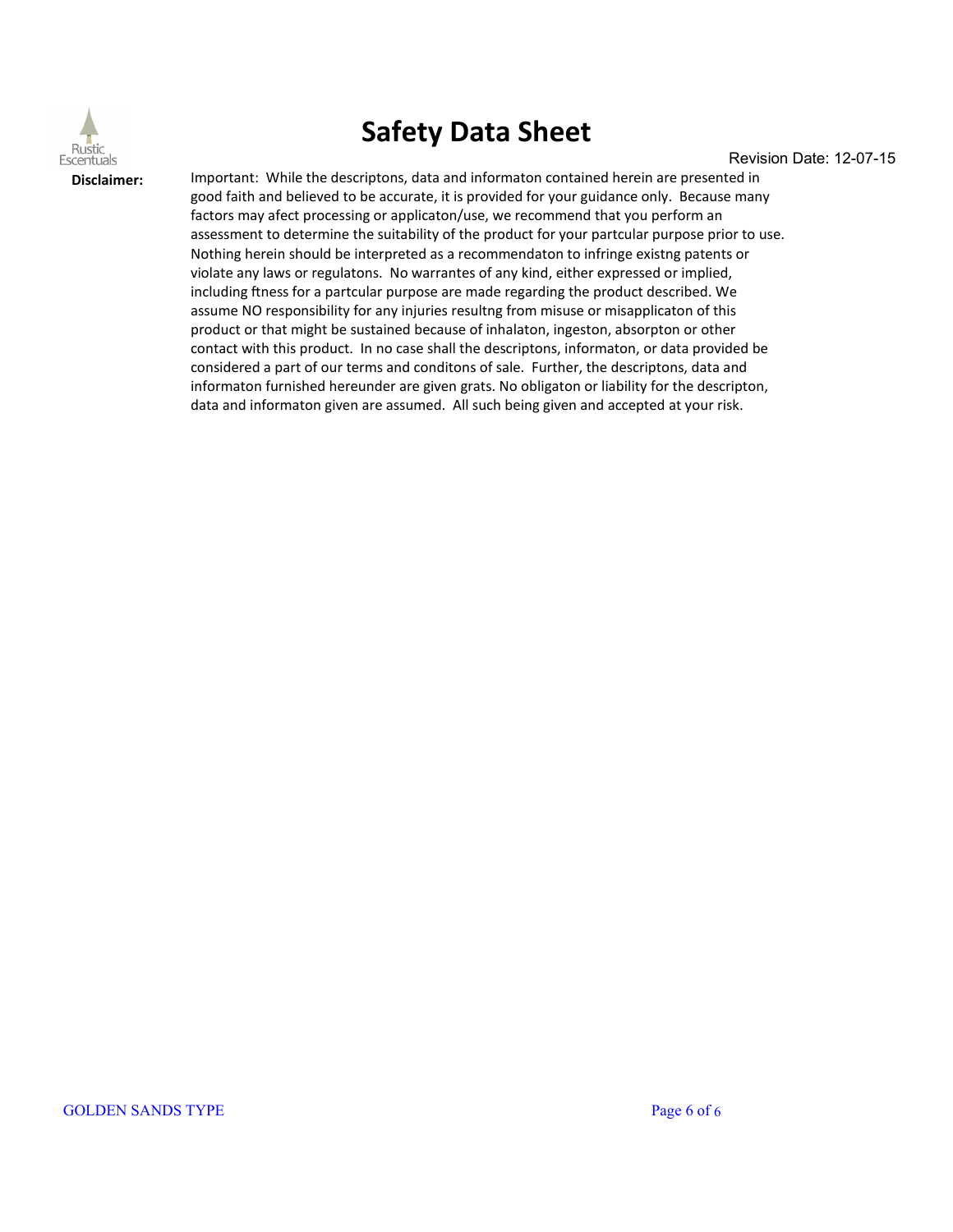# Safety Data Sheet

Revision Date: 12-07-15

**Disclaimer:** Important: While the descriptons, data and informaton contained herein are presented in good faith and believed to be accurate, it is provided for your guidance only. Because many factors may afect processing or applicaton/use, we recommend that you perform an assessment to determine the suitability of the product for your partcular purpose prior to use. Nothing herein should be interpreted as a recommendaton to infringe existng patents or violate any laws or regulatons. No warrantes of any kind, either expressed or implied, including ftness for a partcular purpose are made regarding the product described. We assume NO responsibility for any injuries resultng from misuse or misapplicaton of this product or that might be sustained because of inhalaton, ingeston, absorpton or other contact with this product. In no case shall the descriptons, informaton, or data provided be considered a part of our terms and conditons of sale. Further, the descriptons, data and informaton furnished hereunder are given grats. No obligaton or liability for the descripton, data and informaton given are assumed. All such being given and accepted at your risk.